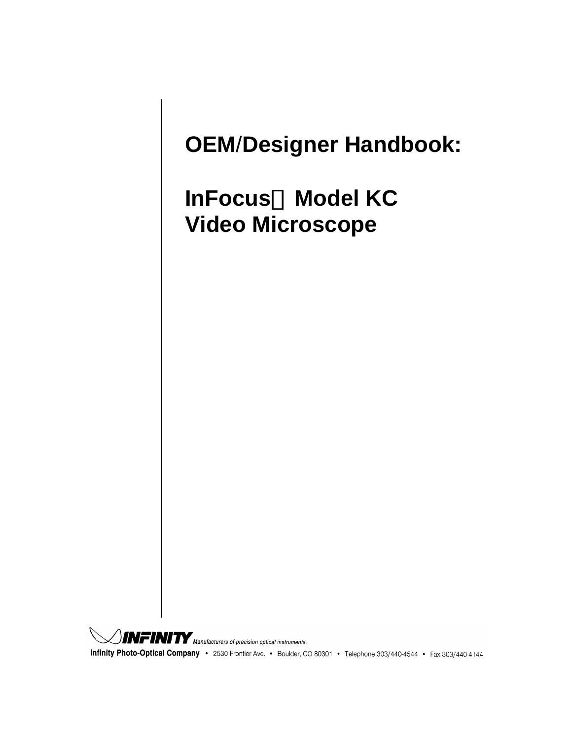# OEM/Designer Handbook:

# InFocus Model KC Video Microscope

INFINITY *Manufacturers of precision optical instruments.*

**Infinity Photo-Optical Company** • 2530 Frontier Ave. • Boulder, CO 80301 • Telephone 303/440-4544 • Fax 303/440-4144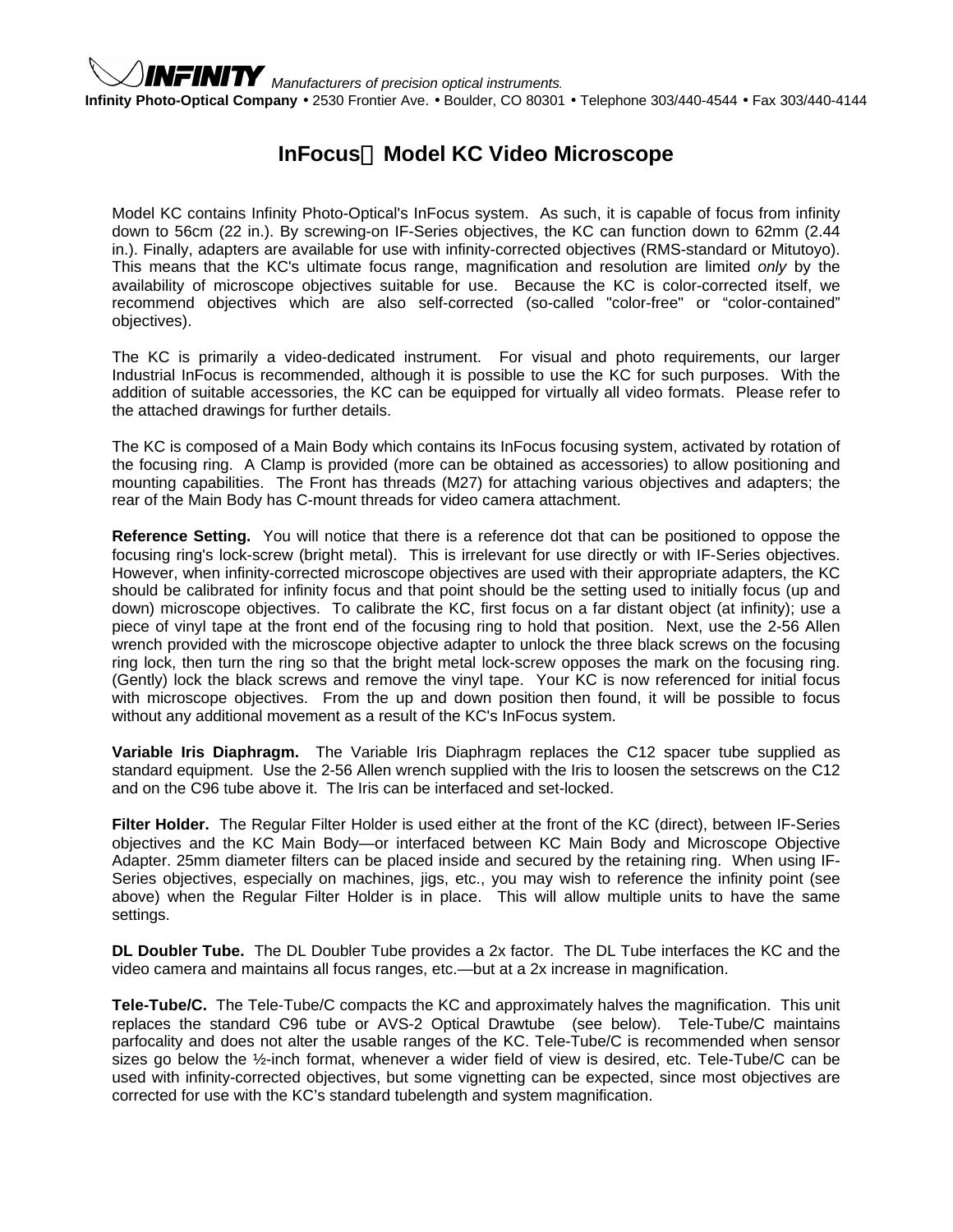**INFINITY** *Manufacturers of precision optical instruments.*

**Infinity Photo-Optical Company** • 2530 Frontier Ave. • Boulder, CO 80301 • Telephone 303/440-4544 • Fax 303/440-4144

# InFocus Model KC Video Microscope

Model KC contains Infinity Photo-Optical's InFocus system. As such, it is capable of focus from infinity down to 56cm (22 in.). By screwing-on IF-Series objectives, the KC can function down to 62mm (2.44 in.). Finally, adapters are available for use with infinity-corrected objectives (RMS-standard or Mitutoyo). This means that the KC's ultimate focus range, magnification and resolution are limited *only* by the availability of microscope objectives suitable for use. Because the KC is color-corrected itself, we recommend objectives which are also self-corrected (so-called "color-free" or "color-contained" objectives).

The KC is primarily a video-dedicated instrument. For visual and photo requirements, our larger Industrial InFocus is recommended, although it is possible to use the KC for such purposes. With the addition of suitable accessories, the KC can be equipped for virtually all video formats. Please refer to the attached drawings for further details.

The KC is composed of a Main Body which contains its InFocus focusing system, activated by rotation of the focusing ring. A Clamp is provided (more can be obtained as accessories) to allow positioning and mounting capabilities. The Front has threads (M27) for attaching various objectives and adapters; the rear of the Main Body has C-mount threads for video camera attachment.

**Reference Setting.** You will notice that there is a reference dot that can be positioned to oppose the focusing ring's lock-screw (bright metal). This is irrelevant for use directly or with IF-Series objectives. However, when infinity-corrected microscope objectives are used with their appropriate adapters, the KC should be calibrated for infinity focus and that point should be the setting used to initially focus (up and down) microscope objectives. To calibrate the KC, first focus on a far distant object (at infinity); use a piece of vinyl tape at the front end of the focusing ring to hold that position. Next, use the 2-56 Allen wrench provided with the microscope objective adapter to unlock the three black screws on the focusing ring lock, then turn the ring so that the bright metal lock-screw opposes the mark on the focusing ring. (Gently) lock the black screws and remove the vinyl tape. Your KC is now referenced for initial focus with microscope objectives. From the up and down position then found, it will be possible to focus without any additional movement as a result of the KC's InFocus system.

**Variable Iris Diaphragm.** The Variable Iris Diaphragm replaces the C12 spacer tube supplied as standard equipment. Use the 2-56 Allen wrench supplied with the Iris to loosen the setscrews on the C12 and on the C96 tube above it. The Iris can be interfaced and set-locked.

**Filter Holder.** The Regular Filter Holder is used either at the front of the KC (direct), between IF-Series objectives and the KC Main Body—or interfaced between KC Main Body and Microscope Objective Adapter. 25mm diameter filters can be placed inside and secured by the retaining ring. When using IF-Series objectives, especially on machines, jigs, etc., you may wish to reference the infinity point (see above) when the Regular Filter Holder is in place. This will allow multiple units to have the same settings.

**DL Doubler Tube.** The DL Doubler Tube provides a 2x factor. The DL Tube interfaces the KC and the video camera and maintains all focus ranges, etc.—but at a 2x increase in magnification.

**Tele-Tube/C.** The Tele-Tube/C compacts the KC and approximately halves the magnification. This unit replaces the standard C96 tube or AVS-2 Optical Drawtube (see below). Tele-Tube/C maintains parfocality and does not alter the usable ranges of the KC. Tele-Tube/C is recommended when sensor sizes go below the ½-inch format, whenever a wider field of view is desired, etc. Tele-Tube/C can be used with infinity-corrected objectives, but some vignetting can be expected, since most objectives are corrected for use with the KC's standard tubelength and system magnification.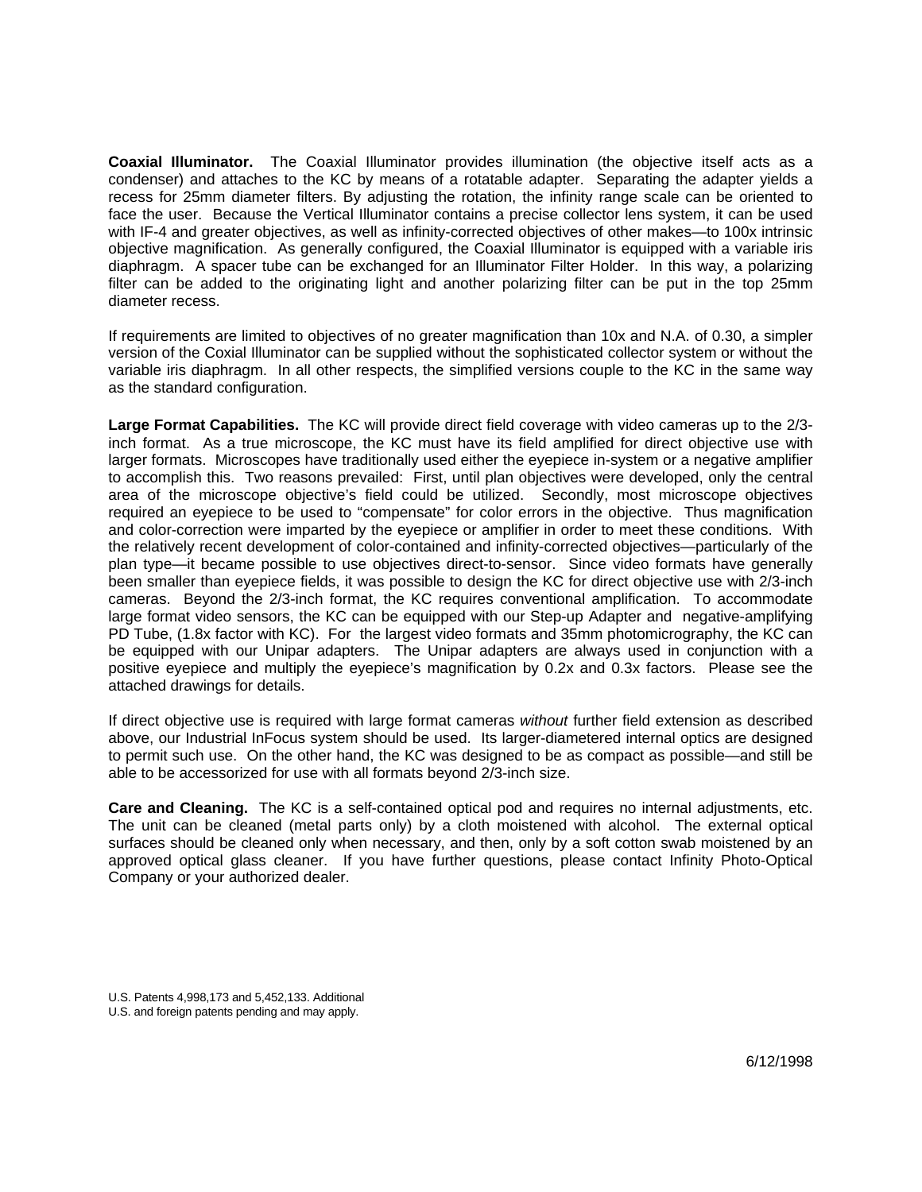**Coaxial Illuminator.** The Coaxial Illuminator provides illumination (the objective itself acts as a condenser) and attaches to the KC by means of a rotatable adapter. Separating the adapter yields a recess for 25mm diameter filters. By adjusting the rotation, the infinity range scale can be oriented to face the user. Because the Vertical Illuminator contains a precise collector lens system, it can be used with IF-4 and greater objectives, as well as infinity-corrected objectives of other makes—to 100x intrinsic objective magnification. As generally configured, the Coaxial Illuminator is equipped with a variable iris diaphragm. A spacer tube can be exchanged for an Illuminator Filter Holder. In this way, a polarizing filter can be added to the originating light and another polarizing filter can be put in the top 25mm diameter recess.

If requirements are limited to objectives of no greater magnification than 10x and N.A. of 0.30, a simpler version of the Coxial Illuminator can be supplied without the sophisticated collector system or without the variable iris diaphragm. In all other respects, the simplified versions couple to the KC in the same way as the standard configuration.

**Large Format Capabilities.** The KC will provide direct field coverage with video cameras up to the 2/3-inch format. As a true microscope, the KC must have its field amplified for direct objective use with larger formats. Microscopes have traditionally used either the eyepiece in-system or a negative amplifier to accomplish this. Two reasons prevailed: First, until plan objectives were developed, only the central area of the microscope objective's field could be utilized. Secondly, most microscope objectives required an eyepiece to be used to "compensate" for color errors in the objective. Thus magnification and color-correction were imparted by the eyepiece or amplifier in order to meet these conditions. With the relatively recent development of color-contained and infinity-corrected objectives—particularly of the plan type—it became possible to use objectives direct-to-sensor. Since video formats have generally been smaller than eyepiece fields, it was possible to design the KC for direct objective use with 2/3-inch cameras. Beyond the 2/3-inch format, the KC requires conventional amplification. To accommodate large format video sensors, the KC can be equipped with our Step-up Adapter and negative-amplifying PD Tube, (1.8x factor with KC). For the largest video formats and 35mm photomicrography, the KC can be equipped with our Unipar adapters. The Unipar adapters are always used in conjunction with a positive eyepiece and multiply the eyepiece's magnification by 0.2x and 0.3x factors. Please see the attached drawings for details.

If direct objective use is required with large format cameras *without* further field extension as described above, our Industrial InFocus system should be used. Its larger-diametered internal optics are designed to permit such use. On the other hand, the KC was designed to be as compact as possible—and still be able to be accessorized for use with all formats beyond 2/3-inch size.

**Care and Cleaning.** The KC is a self-contained optical pod and requires no internal adjustments, etc. The unit can be cleaned (metal parts only) by a cloth moistened with alcohol. The external optical surfaces should be cleaned only when necessary, and then, only by a soft cotton swab moistened by an approved optical glass cleaner. If you have further questions, please contact Infinity Photo-Optical Company or your authorized dealer.

U.S. Patents 4,998,173 and 5,452,133. Additional
U.S. and foreign patents pending and may apply.

6/12/1998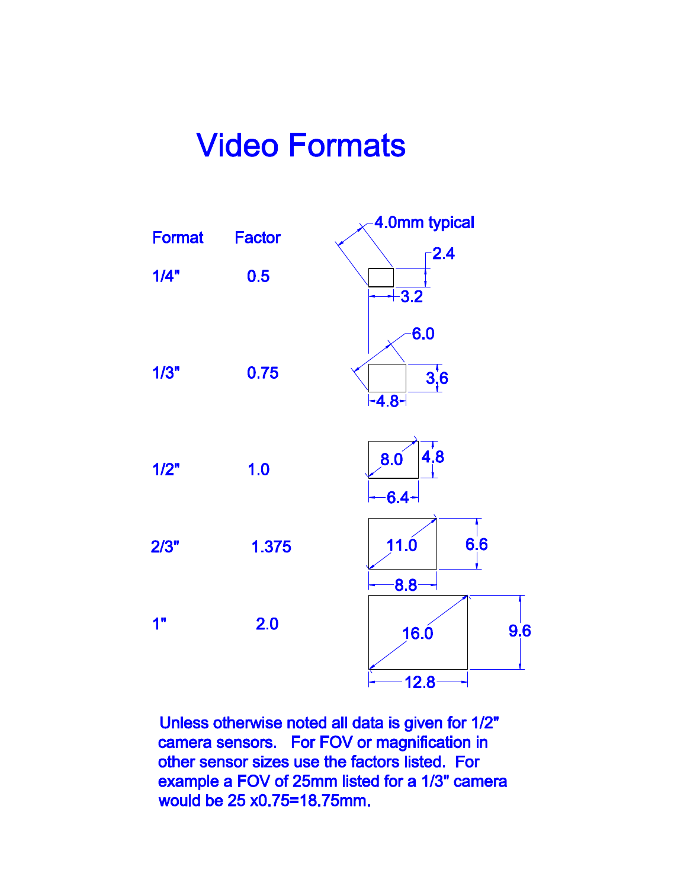# Video Formats

| Format | Factor | Diagonal (mm) | Width (mm) | Height (mm) |
|---|---|---|---|---|
| 1/4" | 0.5 | 4.0mm typical | 3.2 | 2.4 |
| 1/3" | 0.75 | 6.0 | 4.8 | 3.6 |
| 1/2" | 1.0 | 8.0 | 6.4 | 4.8 |
| 2/3" | 1.375 | 11.0 | 8.8 | 6.6 |
| 1" | 2.0 | 16.0 | 12.8 | 9.6 |

Unless otherwise noted all data is given for 1/2" camera sensors. For FOV or magnification in other sensor sizes use the factors listed. For example a FOV of 25mm listed for a 1/3" camera would be 25 x0.75=18.75mm.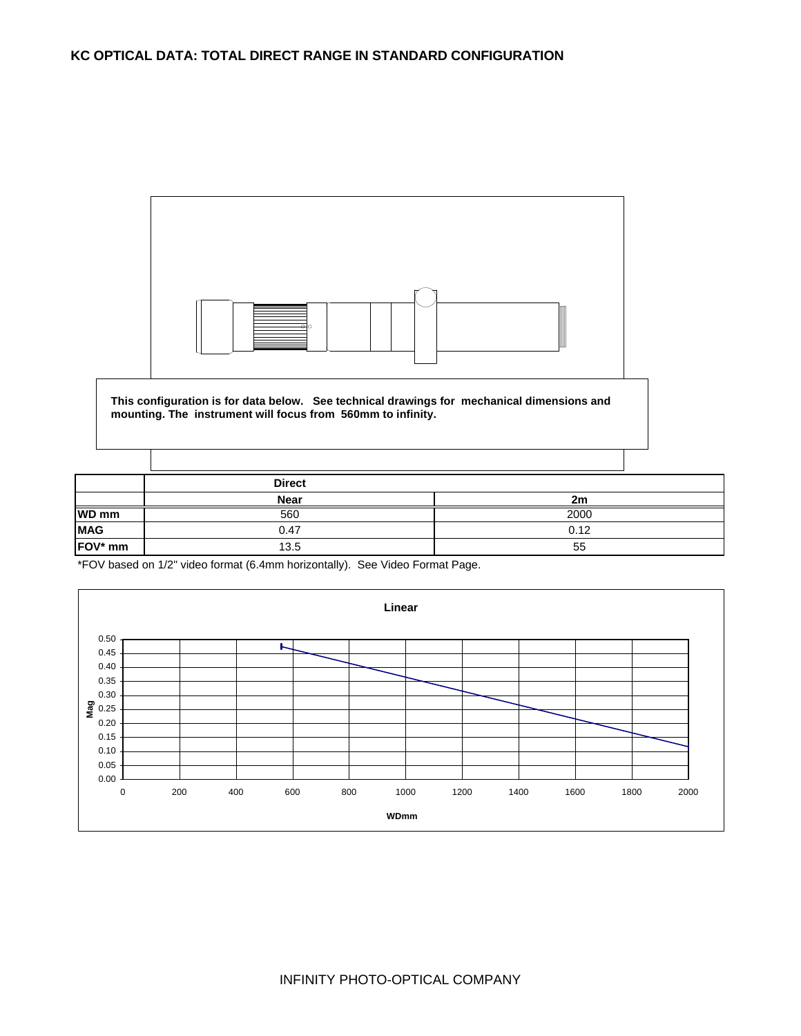# KC OPTICAL DATA: TOTAL DIRECT RANGE IN STANDARD CONFIGURATION

**This configuration is for data below. See technical drawings for mechanical dimensions and mounting. The instrument will focus from 560mm to infinity.**

| | Direct | |
|---|---|---|
| | **Near** | **2m** |
| **WD mm** | 560 | 2000 |
| **MAG** | 0.47 | 0.12 |
| **FOV* mm** | 13.5 | 55 |

*FOV based on 1/2" video format (6.4mm horizontally). See Video Format Page.

INFINITY PHOTO-OPTICAL COMPANY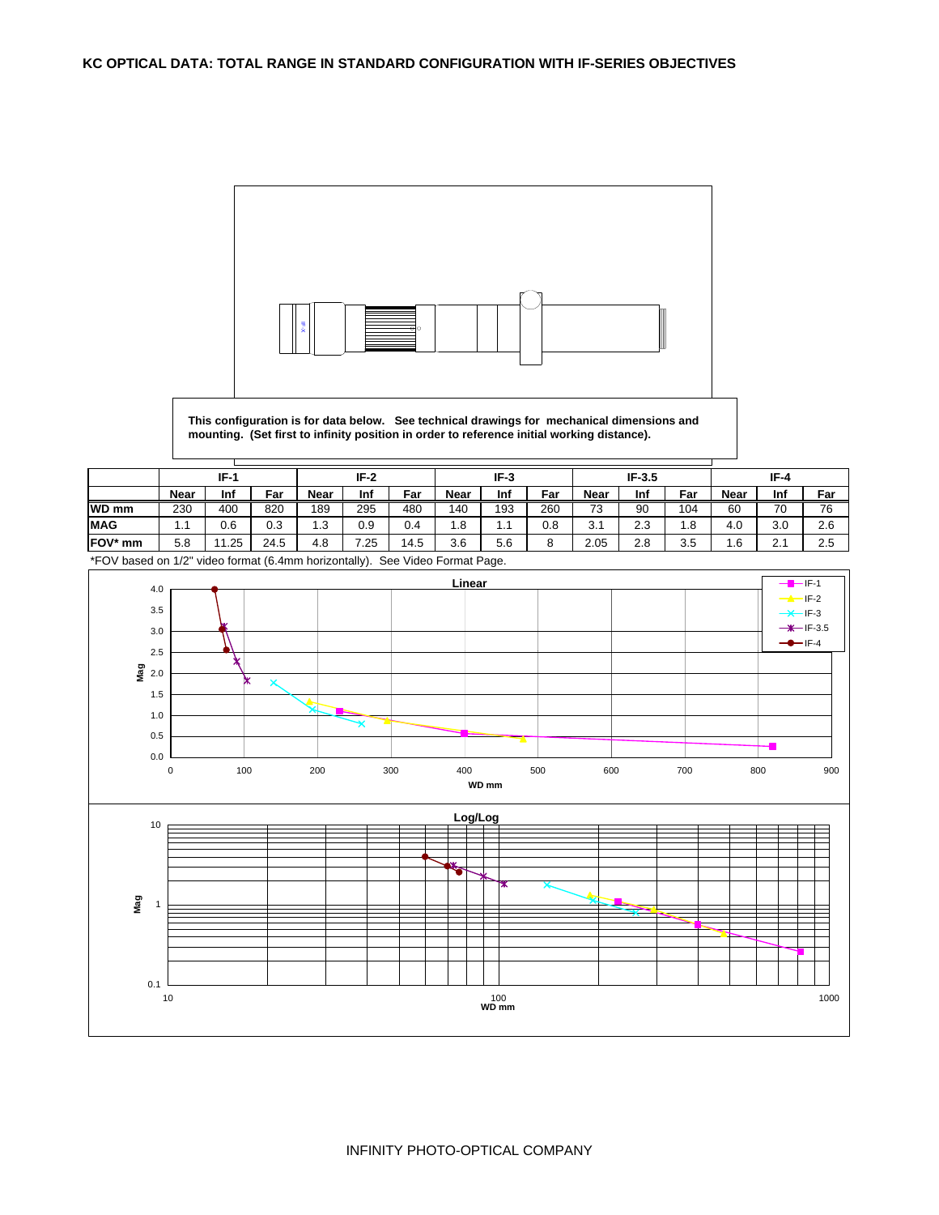**KC OPTICAL DATA: TOTAL RANGE IN STANDARD CONFIGURATION WITH IF-SERIES OBJECTIVES**

**This configuration is for data below. See technical drawings for mechanical dimensions and mounting. (Set first to infinity position in order to reference initial working distance).**

| | IF-1 | | | IF-2 | | | IF-3 | | | IF-3.5 | | | IF-4 | | |
|---|---|---|---|---|---|---|---|---|---|---|---|---|---|---|---|
| | **Near** | **Inf** | **Far** | **Near** | **Inf** | **Far** | **Near** | **Inf** | **Far** | **Near** | **Inf** | **Far** | **Near** | **Inf** | **Far** |
| **WD mm** | 230 | 400 | 820 | 189 | 295 | 480 | 140 | 193 | 260 | 73 | 90 | 104 | 60 | 70 | 76 |
| **MAG** | 1.1 | 0.6 | 0.3 | 1.3 | 0.9 | 0.4 | 1.8 | 1.1 | 0.8 | 3.1 | 2.3 | 1.8 | 4.0 | 3.0 | 2.6 |
| **FOV* mm** | 5.8 | 11.25 | 24.5 | 4.8 | 7.25 | 14.5 | 3.6 | 5.6 | 8 | 2.05 | 2.8 | 3.5 | 1.6 | 2.1 | 2.5 |

*FOV based on 1/2" video format (6.4mm horizontally). See Video Format Page.

INFINITY PHOTO-OPTICAL COMPANY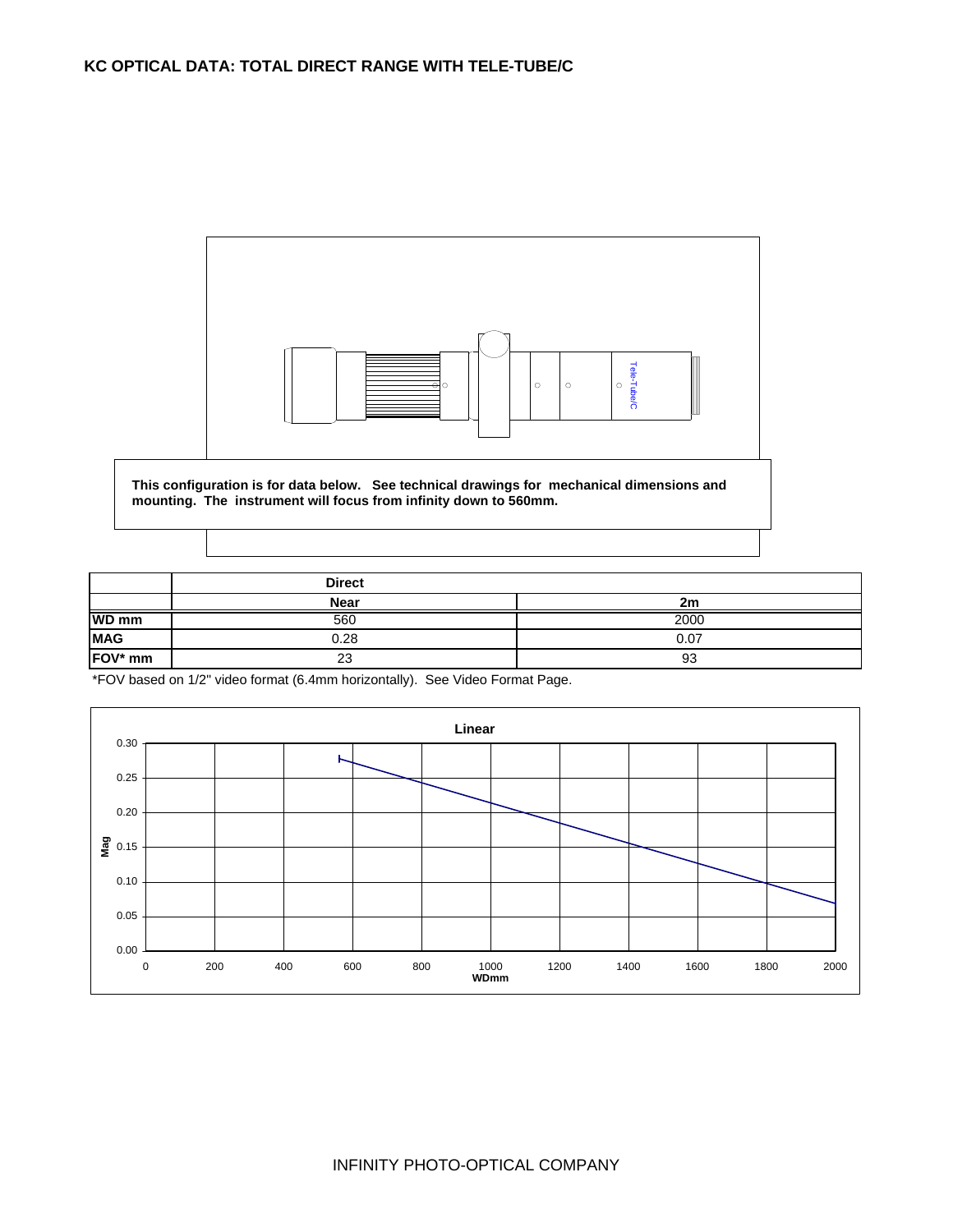## KC OPTICAL DATA: TOTAL DIRECT RANGE WITH TELE-TUBE/C

**This configuration is for data below. See technical drawings for mechanical dimensions and mounting. The instrument will focus from infinity down to 560mm.**

| | Direct | |
|---|---|---|
| | **Near** | **2m** |
| **WD mm** | 560 | 2000 |
| **MAG** | 0.28 | 0.07 |
| **FOV* mm** | 23 | 93 |

*FOV based on 1/2" video format (6.4mm horizontally). See Video Format Page.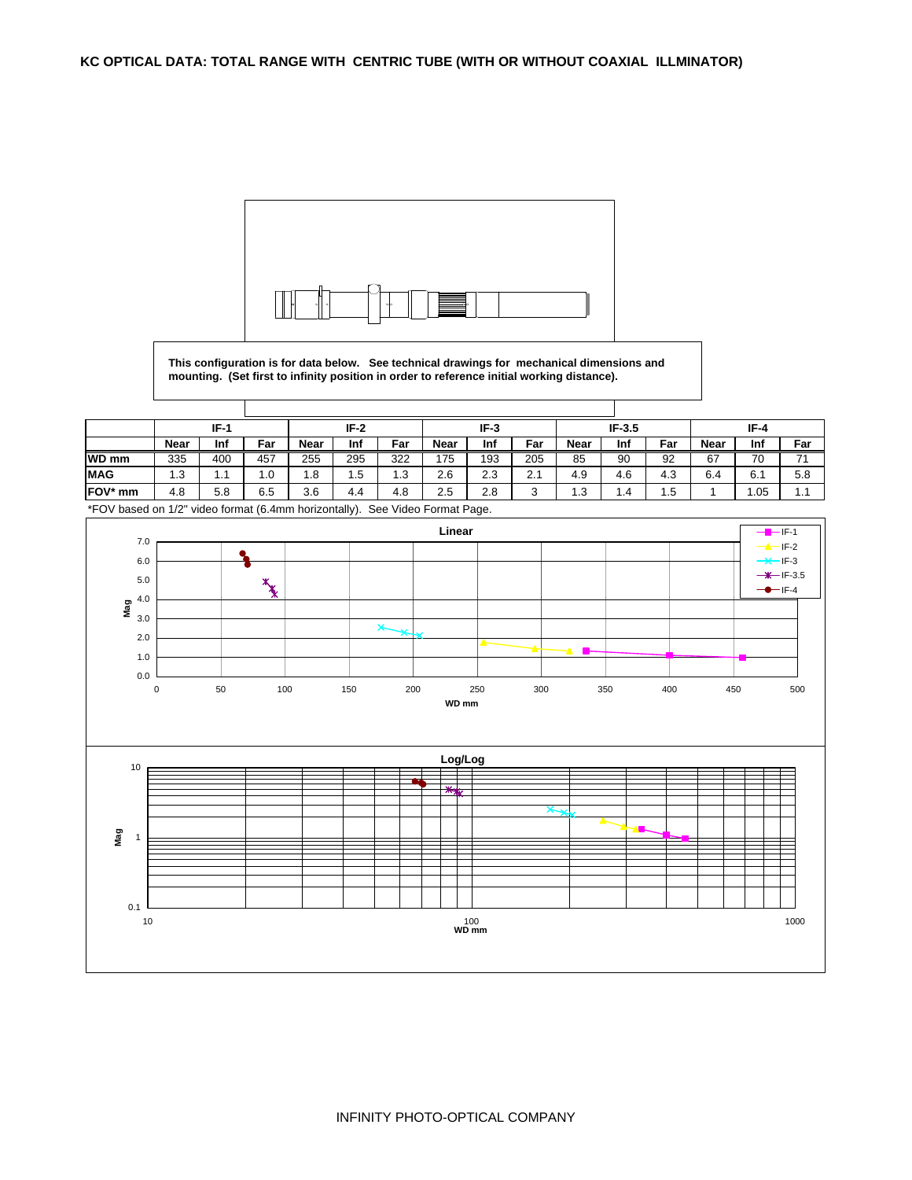**KC OPTICAL DATA: TOTAL RANGE WITH CENTRIC TUBE (WITH OR WITHOUT COAXIAL ILLMINATOR)**

**This configuration is for data below. See technical drawings for mechanical dimensions and mounting. (Set first to infinity position in order to reference initial working distance).**

| | IF-1 | | | IF-2 | | | IF-3 | | | IF-3.5 | | | IF-4 | | |
|---|---|---|---|---|---|---|---|---|---|---|---|---|---|---|---|
| | **Near** | **Inf** | **Far** | **Near** | **Inf** | **Far** | **Near** | **Inf** | **Far** | **Near** | **Inf** | **Far** | **Near** | **Inf** | **Far** |
| **WD mm** | 335 | 400 | 457 | 255 | 295 | 322 | 175 | 193 | 205 | 85 | 90 | 92 | 67 | 70 | 71 |
| **MAG** | 1.3 | 1.1 | 1.0 | 1.8 | 1.5 | 1.3 | 2.6 | 2.3 | 2.1 | 4.9 | 4.6 | 4.3 | 6.4 | 6.1 | 5.8 |
| **FOV* mm** | 4.8 | 5.8 | 6.5 | 3.6 | 4.4 | 4.8 | 2.5 | 2.8 | 3 | 1.3 | 1.4 | 1.5 | 1 | 1.05 | 1.1 |

*FOV based on 1/2" video format (6.4mm horizontally). See Video Format Page.

**Linear**

**Log/Log**

INFINITY PHOTO-OPTICAL COMPANY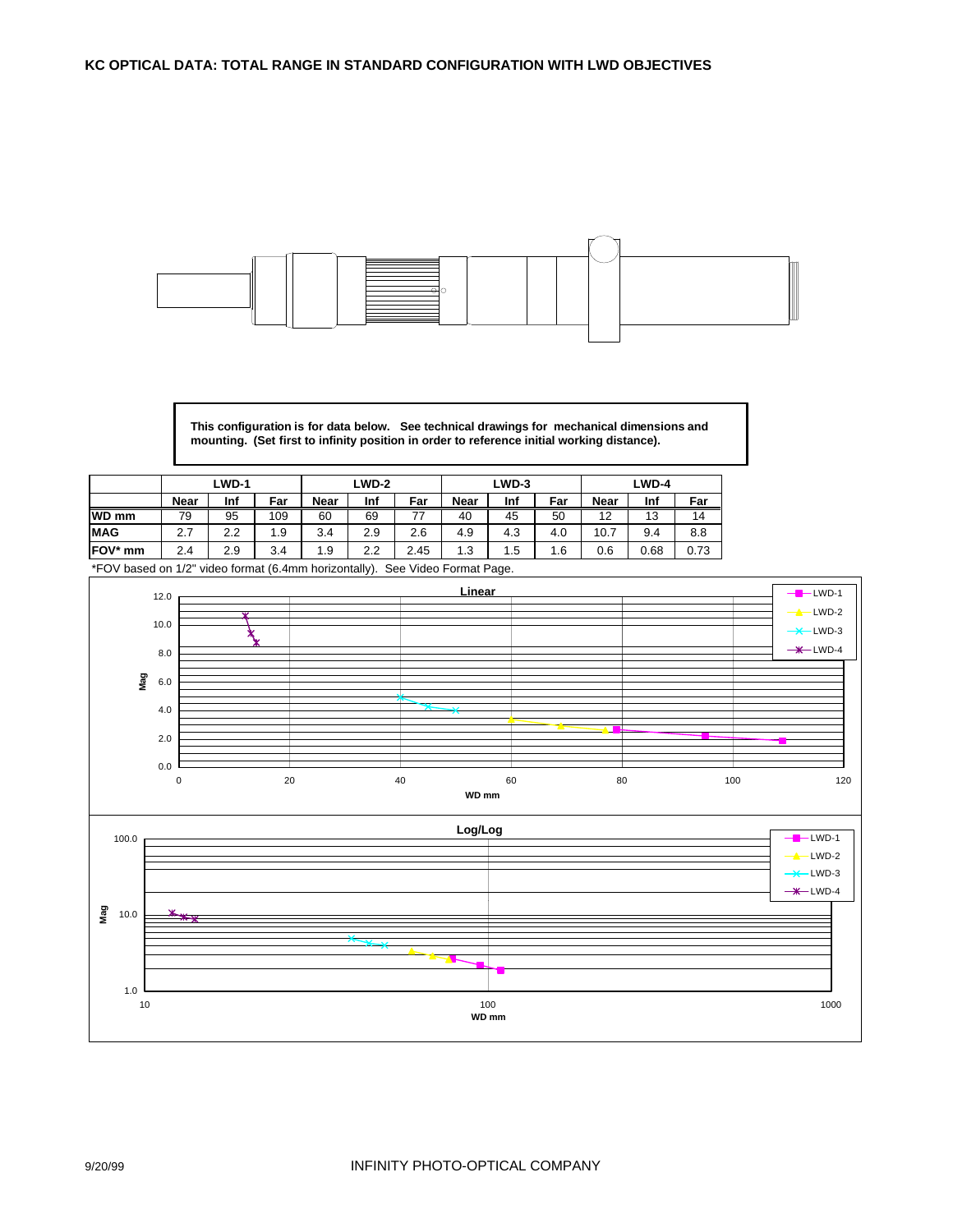## KC OPTICAL DATA: TOTAL RANGE IN STANDARD CONFIGURATION WITH LWD OBJECTIVES

**This configuration is for data below. See technical drawings for mechanical dimensions and mounting. (Set first to infinity position in order to reference initial working distance).**

| | LWD-1 | | | LWD-2 | | | LWD-3 | | | LWD-4 | | |
|---|---|---|---|---|---|---|---|---|---|---|---|---|
| | **Near** | **Inf** | **Far** | **Near** | **Inf** | **Far** | **Near** | **Inf** | **Far** | **Near** | **Inf** | **Far** |
| **WD mm** | 79 | 95 | 109 | 60 | 69 | 77 | 40 | 45 | 50 | 12 | 13 | 14 |
| **MAG** | 2.7 | 2.2 | 1.9 | 3.4 | 2.9 | 2.6 | 4.9 | 4.3 | 4.0 | 10.7 | 9.4 | 8.8 |
| **FOV* mm** | 2.4 | 2.9 | 3.4 | 1.9 | 2.2 | 2.45 | 1.3 | 1.5 | 1.6 | 0.6 | 0.68 | 0.73 |

*FOV based on 1/2" video format (6.4mm horizontally). See Video Format Page.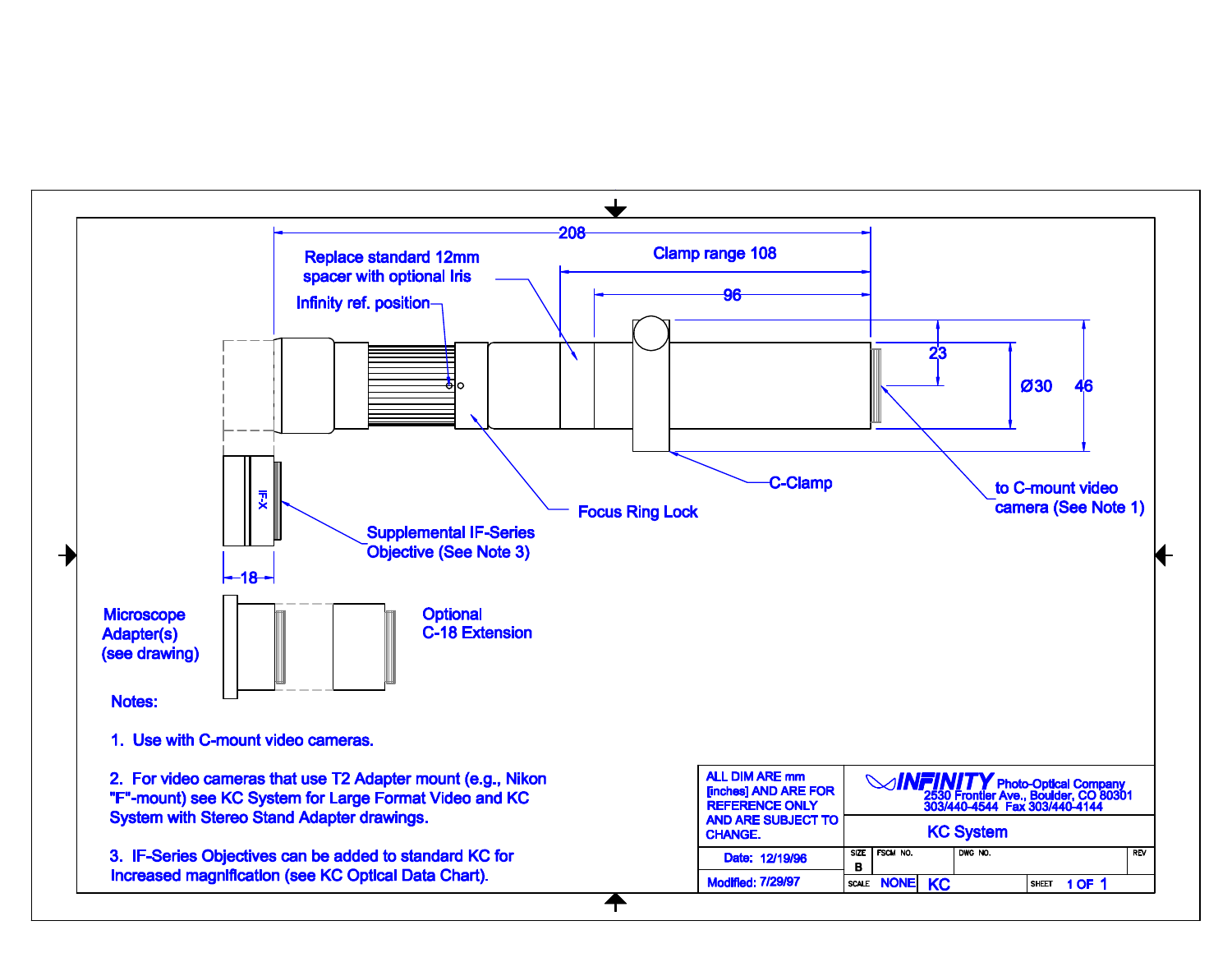208

Clamp range 108

96

Replace standard 12mm spacer with optional Iris

Infinity ref. position

23

Ø30

46

C-Clamp

Focus Ring Lock

to C-mount video camera (See Note 1)

IF-X

Supplemental IF-Series Objective (See Note 3)

18

Microscope Adapter(s) (see drawing)

Optional C-18 Extension

Notes:

1. Use with C-mount video cameras.

2. For video cameras that use T2 Adapter mount (e.g., Nikon "F"-mount) see KC System for Large Format Video and KC System with Stereo Stand Adapter drawings.

3. IF-Series Objectives can be added to standard KC for increased magnification (see KC Optical Data Chart).

| ALL DIM ARE mm [inches] AND ARE FOR REFERENCE ONLY AND ARE SUBJECT TO CHANGE. | INFINITY Photo-Optical Company 2530 Frontier Ave., Boulder, CO 80301 303/440-4544 Fax 303/440-4144 | | | |
|---|---|---|---|---|
| | KC System | | | |
| Date: 12/19/96 | SIZE B | FSCM NO. | DWG NO. | REV |
| Modified: 7/29/97 | SCALE NONE | KC | | SHEET 1 OF 1 |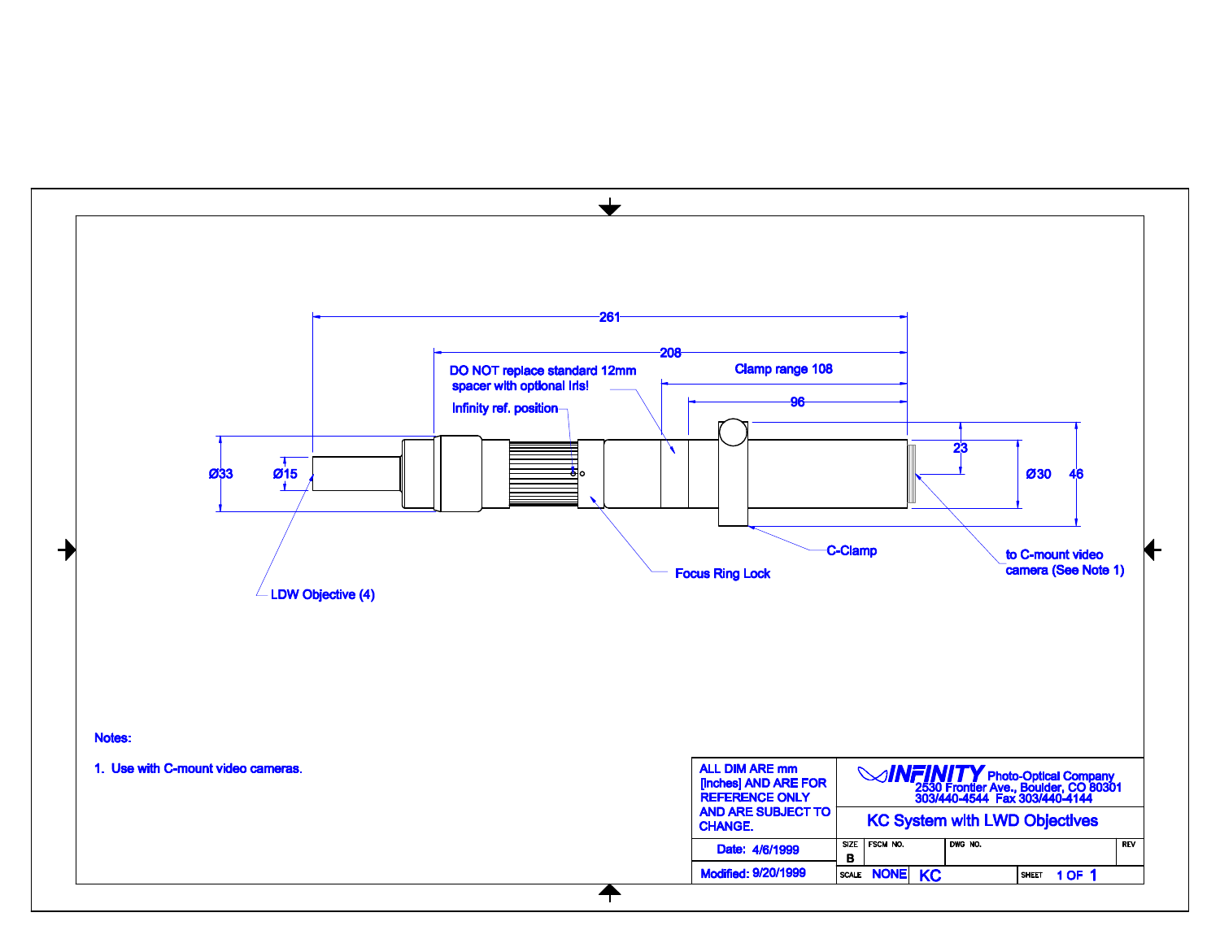261

208

DO NOT replace standard 12mm spacer with optional Iris!

Clamp range 108

Infinity ref. position

96

23

Ø33

Ø15

Ø30

46

C-Clamp

to C-mount video camera (See Note 1)

Focus Ring Lock

LDW Objective (4)

Notes:

1. Use with C-mount video cameras.

| ALL DIM ARE mm [Inches] AND ARE FOR REFERENCE ONLY AND ARE SUBJECT TO CHANGE. | INFINITY Photo-Optical Company 2530 Frontier Ave., Boulder, CO 80301 303/440-4544 Fax 303/440-4144 | | | |
|---|---|---|---|---|
| | KC System with LWD Objectives | | | |
| Date: 4/6/1999 | SIZE B | FSCM NO. | DWG NO. | REV |
| Modified: 9/20/1999 | SCALE NONE | KC | SHEET 1 OF 1 | |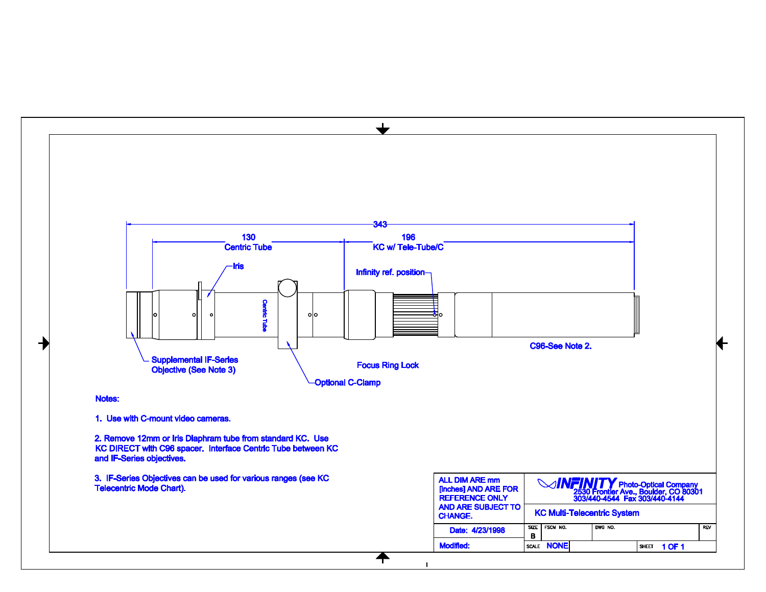343

130
Centric Tube

196
KC w/ Tele-Tube/C

Iris

Infinity ref. position

Centric Tube

Supplemental IF-Series Objective (See Note 3)

Optional C-Clamp

Focus Ring Lock

C96-See Note 2.

Notes:

1. Use with C-mount video cameras.

2. Remove 12mm or Iris Diaphram tube from standard KC. Use KC DIRECT with C96 spacer. Interface Centric Tube between KC and IF-Series objectives.

3. IF-Series Objectives can be used for various ranges (see KC Telecentric Mode Chart).

| ALL DIM ARE mm [inches] AND ARE FOR REFERENCE ONLY AND ARE SUBJECT TO CHANGE. | INFINITY Photo-Optical Company, 2530 Frontier Ave., Boulder, CO 80301, 303/440-4544 Fax 303/440-4144 | | | |
|---|---|---|---|---|
| | KC Multi-Telecentric System | | | |
| Date: 4/23/1998 | SIZE B | FSCM NO. | DWG NO. | REV |
| Modified: | SCALE NONE | | SHEET 1 OF 1 | |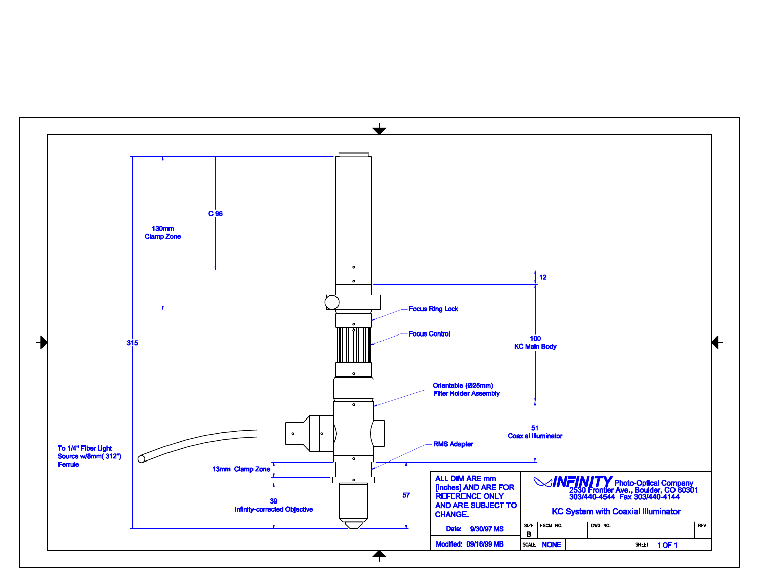C 96

130mm
Clamp Zone

12

Focus Ring Lock

Focus Control

100
KC Main Body

315

Orientable (Ø25mm)
Filter Holder Assembly

51
Coaxial Illuminator

To 1/4" Fiber Light
Source w/8mm(.312")
Ferrule

RMS Adapter

13mm Clamp Zone

39
Infinity-corrected Objective

57

ALL DIM ARE mm
[Inches] AND ARE FOR
REFERENCE ONLY
AND ARE SUBJECT TO
CHANGE.

INFINITY Photo-Optical Company
2530 Frontier Ave., Boulder, CO 80301
303/440-4544 Fax 303/440-4144

KC System with Coaxial Illuminator

| Date: 9/30/97 MS | SIZE B | FSCM NO. | DWG NO. | REV |
|---|---|---|---|---|
| Modified: 09/16/99 MB | SCALE NONE | | SHEET 1 OF 1 | |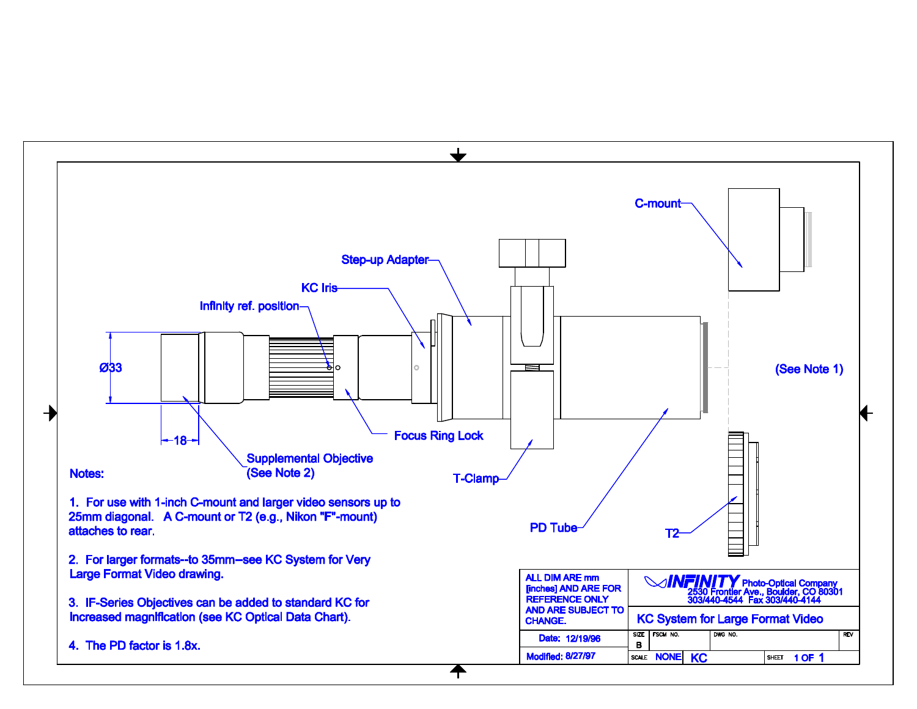C-mount

Step-up Adapter

KC Iris

Infinity ref. position

Ø33

(See Note 1)

18

Focus Ring Lock

Supplemental Objective
(See Note 2)

T-Clamp

PD Tube

T2

Notes:

1. For use with 1-inch C-mount and larger video sensors up to 25mm diagonal. A C-mount or T2 (e.g., Nikon "F"-mount) attaches to rear.

2. For larger formats--to 35mm--see KC System for Very Large Format Video drawing.

3. IF-Series Objectives can be added to standard KC for increased magnification (see KC Optical Data Chart).

4. The PD factor is 1.8x.

| ALL DIM ARE mm [inches] AND ARE FOR REFERENCE ONLY AND ARE SUBJECT TO CHANGE. | INFINITY Photo-Optical Company 2530 Frontier Ave., Boulder, CO 80301 303/440-4544 Fax 303/440-4144 | | |
|---|---|---|---|
| | KC System for Large Format Video | | |
| Date: 12/19/96 | SIZE B | FSCM NO. | DWG NO. | REV |
| Modified: 8/27/97 | SCALE NONE | KC | SHEET 1 OF 1 |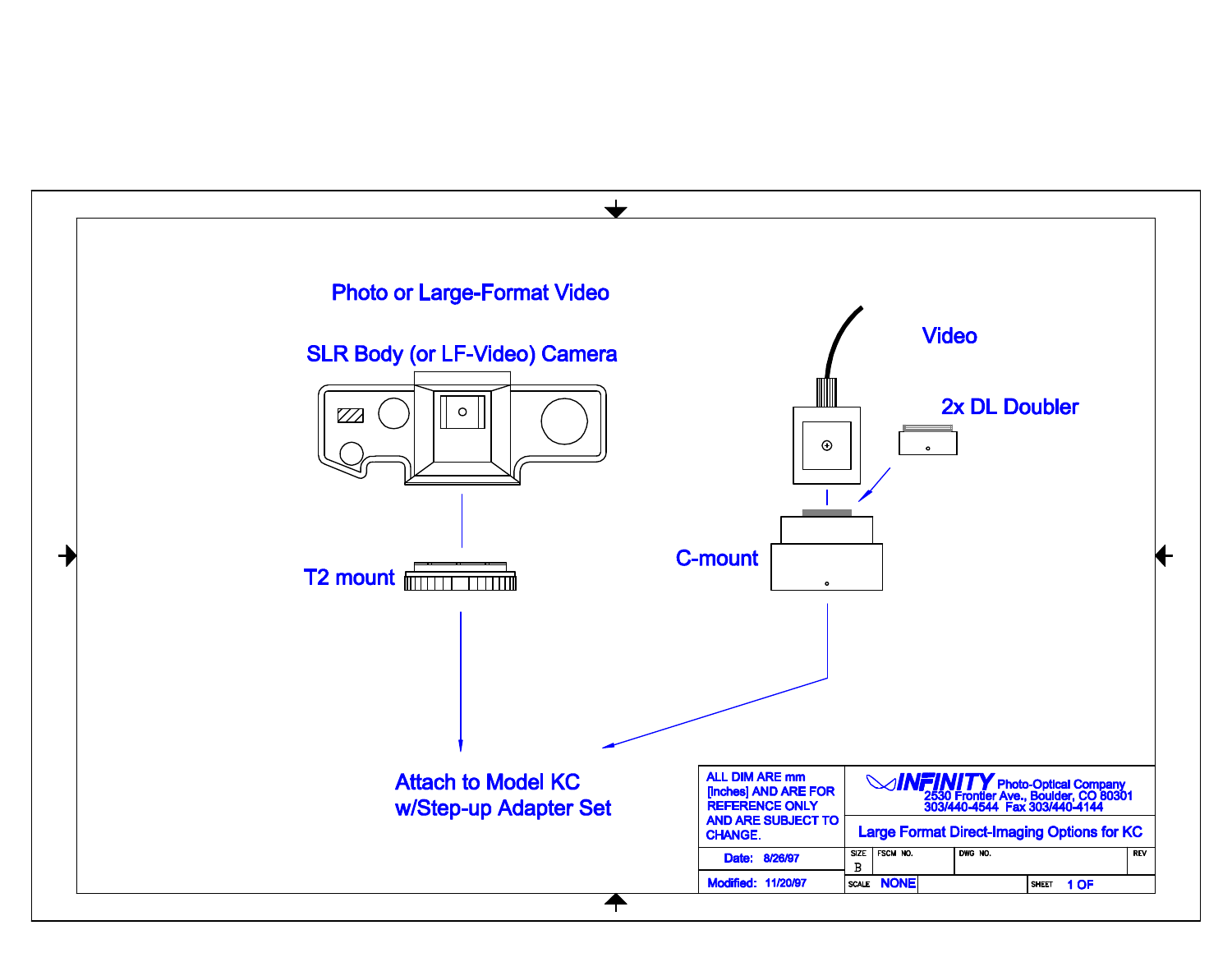Photo or Large-Format Video

SLR Body (or LF-Video) Camera

T2 mount

Video

2x DL Doubler

C-mount

Attach to Model KC
w/Step-up Adapter Set

| ALL DIM ARE mm [Inches] AND ARE FOR REFERENCE ONLY AND ARE SUBJECT TO CHANGE. | INFINITY Photo-Optical Company 2530 Frontier Ave., Boulder, CO 80301 303/440-4544 Fax 303/440-4144 | | |
|---|---|---|---|
| | Large Format Direct-Imaging Options for KC | | |
| Date: 8/26/97 | SIZE B | FSCM NO. | DWG NO. | REV |
| Modified: 11/20/97 | SCALE NONE | | SHEET 1 OF |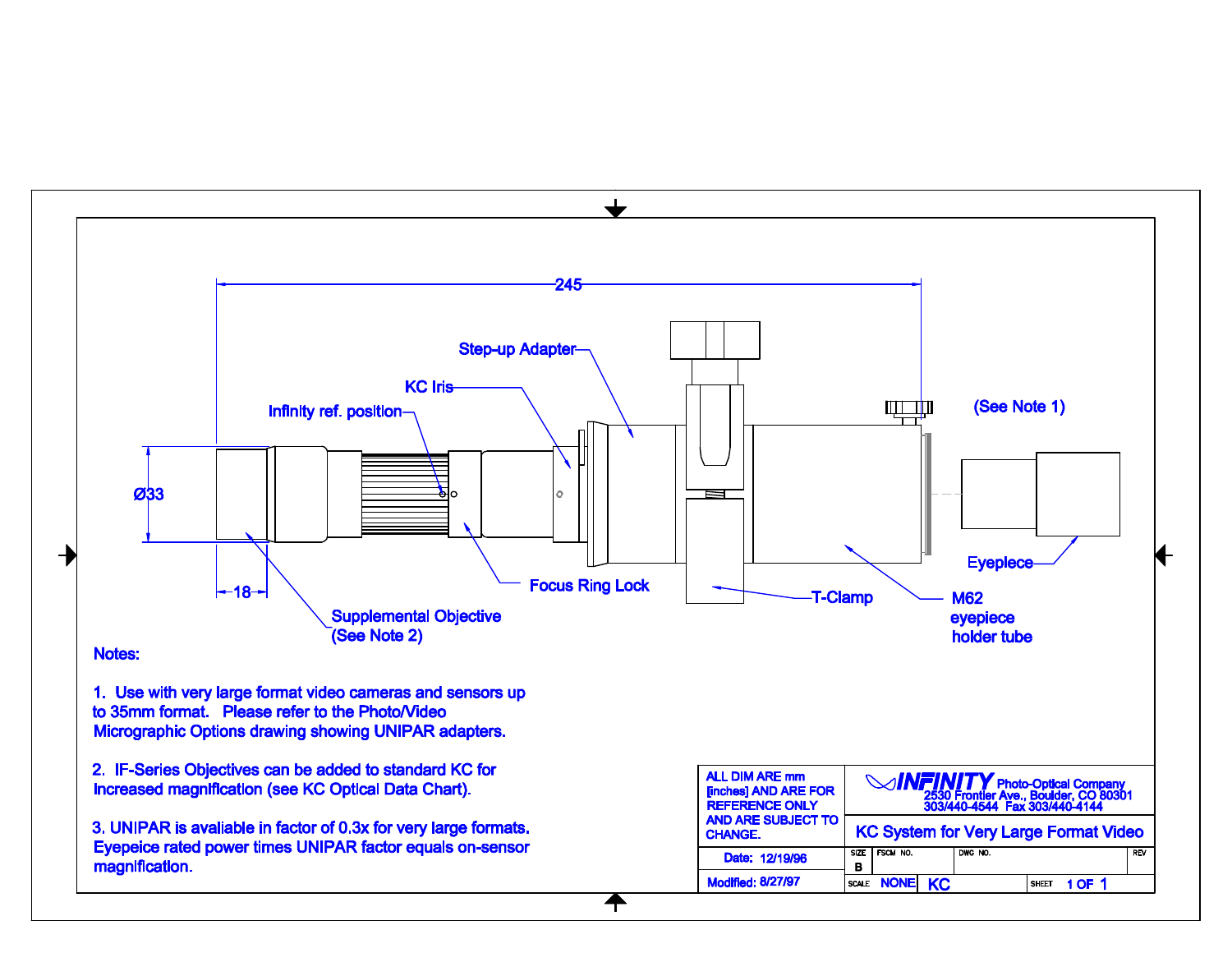245

Step-up Adapter

KC Iris

Infinity ref. position

Ø33

18

Focus Ring Lock

Supplemental Objective
(See Note 2)

T-Clamp

M62
eyepiece
holder tube

(See Note 1)

Eyepiece

Notes:

1. Use with very large format video cameras and sensors up to 35mm format. Please refer to the Photo/Video Micrographic Options drawing showing UNIPAR adapters.

2. IF-Series Objectives can be added to standard KC for increased magnification (see KC Optical Data Chart).

3. UNIPAR is avaliable in factor of 0.3x for very large formats. Eyepeice rated power times UNIPAR factor equals on-sensor magnification.

| ALL DIM ARE mm [inches] AND ARE FOR REFERENCE ONLY AND ARE SUBJECT TO CHANGE. | INFINITY Photo-Optical Company 2530 Frontier Ave., Boulder, CO 80301 303/440-4544 Fax 303/440-4144 | | | |
|---|---|---|---|---|
| | KC System for Very Large Format Video | | | |
| Date: 12/19/96 | SIZE B | FSCM NO. | DWG NO. | REV |
| Modified: 8/27/97 | SCALE NONE | KC | SHEET 1 OF 1 | |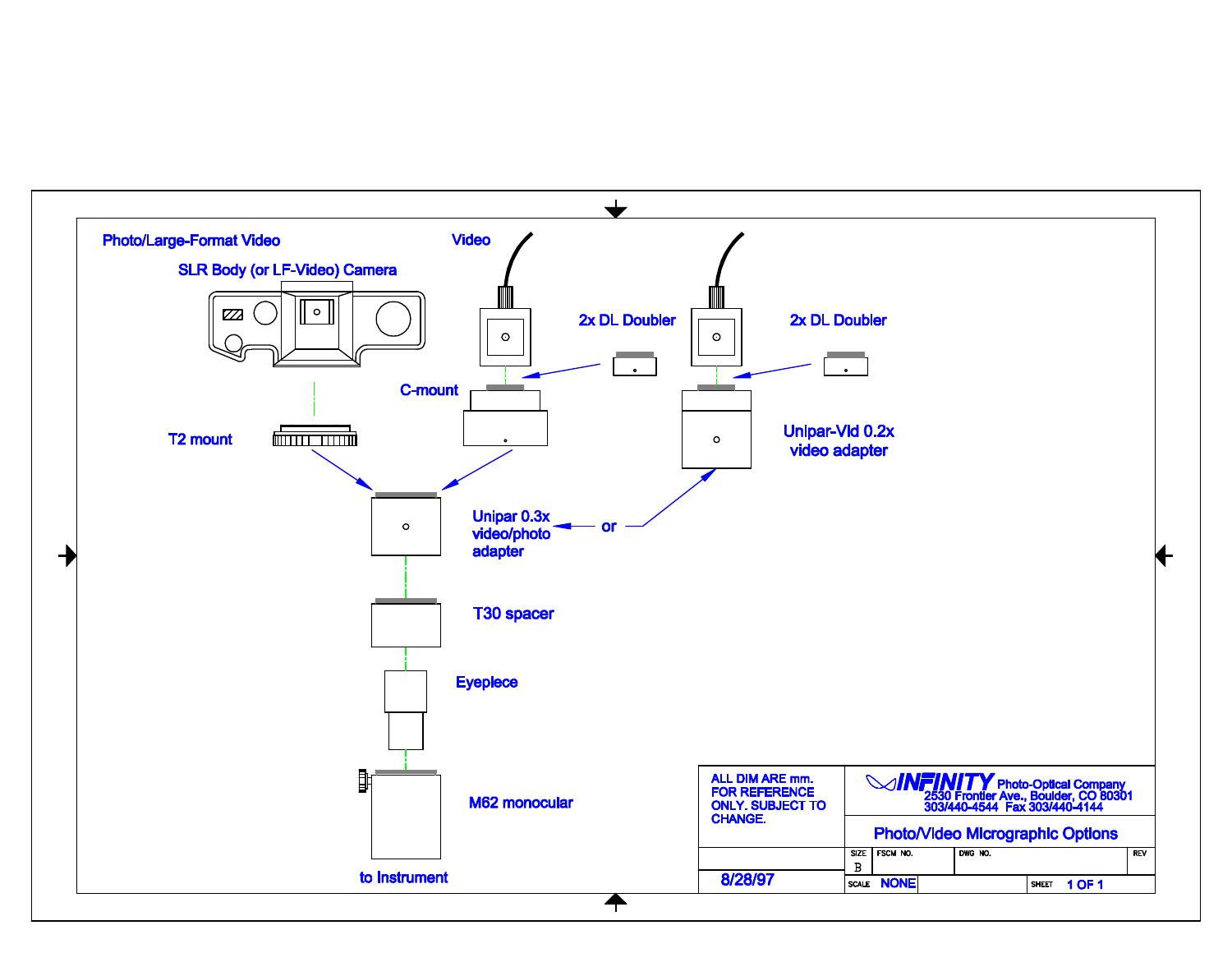Photo/Large-Format Video

SLR Body (or LF-Video) Camera

Video

2x DL Doubler

2x DL Doubler

C-mount

T2 mount

Unipar-Vid 0.2x
video adapter

Unipar 0.3x
video/photo
adapter

or

T30 spacer

Eyepiece

M62 monocular

to Instrument

ALL DIM ARE mm.
FOR REFERENCE
ONLY. SUBJECT TO
CHANGE.

INFINITY Photo-Optical Company
2530 Frontier Ave., Boulder, CO 80301
303/440-4544 Fax 303/440-4144

Photo/Video Micrographic Options

| SIZE | FSCM NO. | DWG NO. | REV |
|---|---|---|---|
| B | | | |

8/28/97

| SCALE | NONE | | SHEET | 1 OF 1 |
|---|---|---|---|---|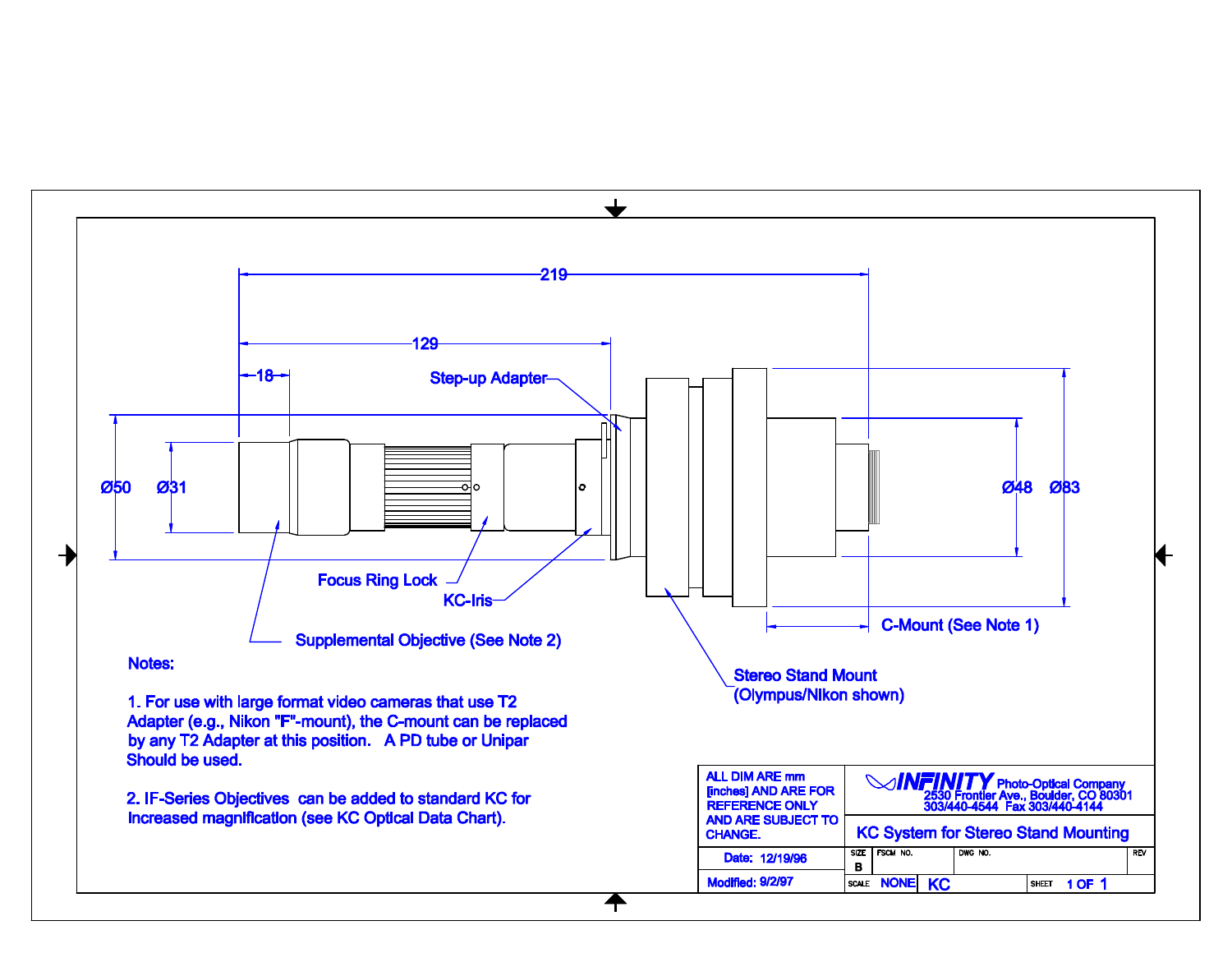219

129

18

Step-up Adapter

Ø50 Ø31

Ø48 Ø83

Focus Ring Lock

KC-Iris

Supplemental Objective (See Note 2)

C-Mount (See Note 1)

Stereo Stand Mount
(Olympus/Nikon shown)

Notes:

1. For use with large format video cameras that use T2 Adapter (e.g., Nikon "F"-mount), the C-mount can be replaced by any T2 Adapter at this position. A PD tube or Unipar Should be used.

2. IF-Series Objectives can be added to standard KC for Increased magnification (see KC Optical Data Chart).

| | | | | |
|---|---|---|---|---|
| ALL DIM ARE mm [inches] AND ARE FOR REFERENCE ONLY AND ARE SUBJECT TO CHANGE. | INFINITY Photo-Optical Company 2530 Frontier Ave., Boulder, CO 80301 303/440-4544 Fax 303/440-4144 | | | |
| | KC System for Stereo Stand Mounting | | | |
| Date: 12/19/96 | SIZE B | FSCM NO. | DWG NO. | REV |
| Modified: 9/2/97 | SCALE NONE | KC | SHEET 1 OF 1 | |